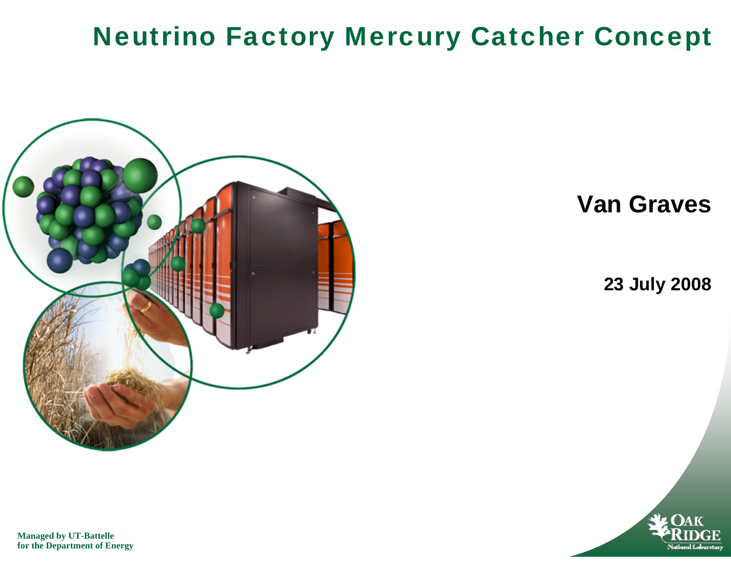# Neutrino Factory Mercury Catcher Concept

**Van Graves**

**23 July 2008**

**Managed by UT-Battelle for the Department of Energy**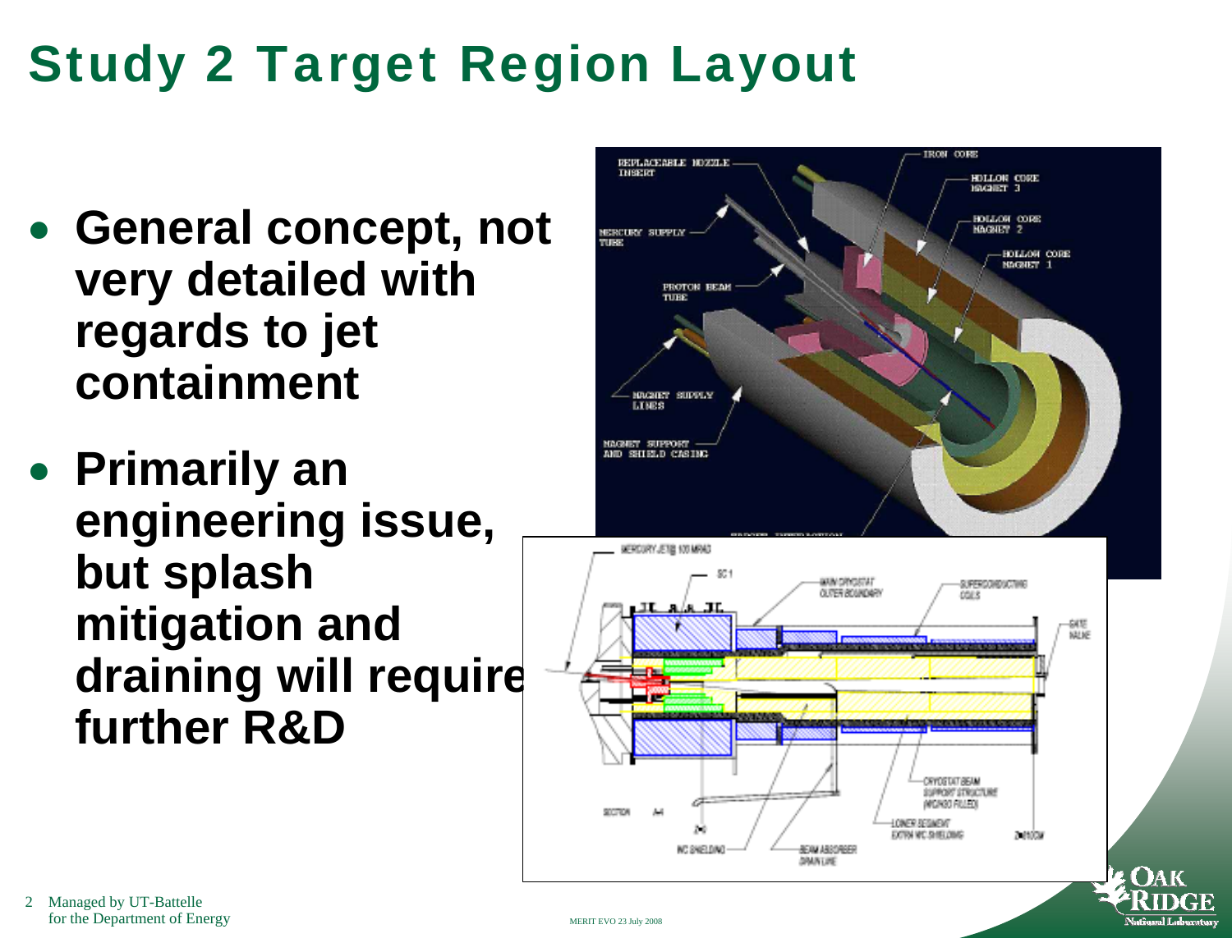# Study 2 Target Region Layout

- **General concept, not very detailed with regards to jet containment**
- **Primarily an engineering issue, but splash mitigation and draining will require further R&D**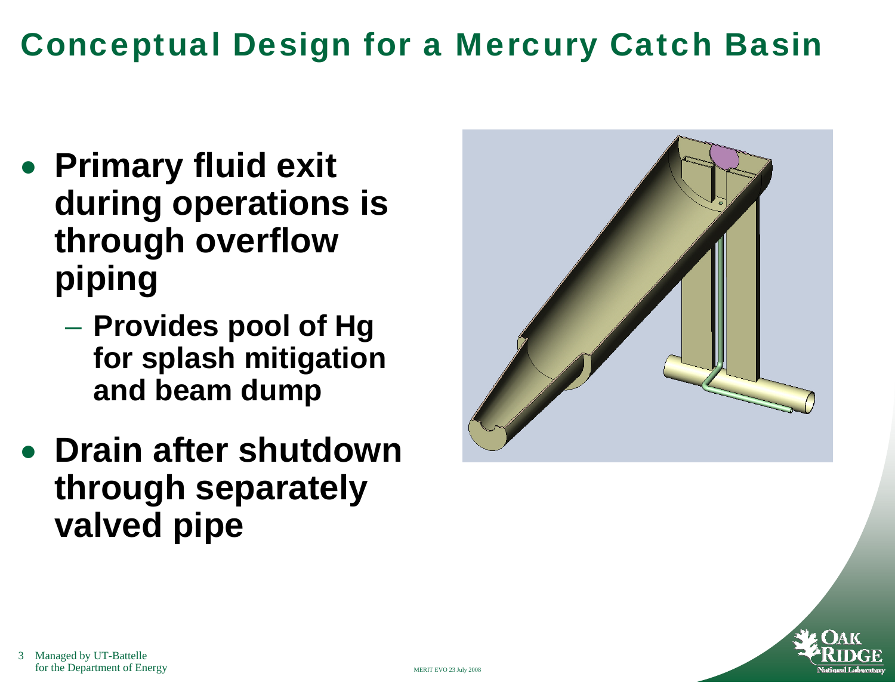# Conceptual Design for a Mercury Catch Basin

- **Primary fluid exit during operations is through overflow piping**
  - **Provides pool of Hg for splash mitigation and beam dump**
- **Drain after shutdown through separately valved pipe**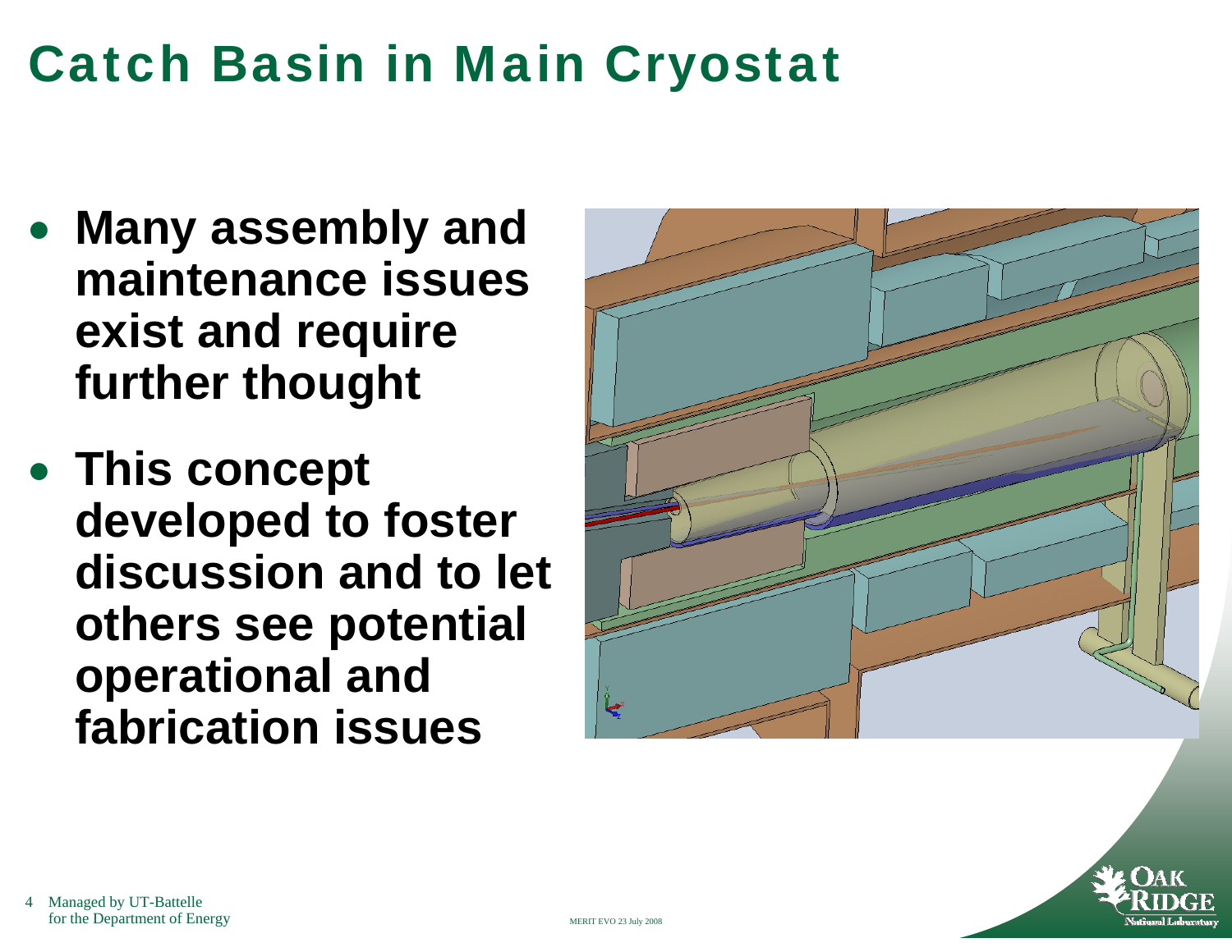# Catch Basin in Main Cryostat

- **Many assembly and maintenance issues exist and require further thought**
- **This concept developed to foster discussion and to let others see potential operational and fabrication issues**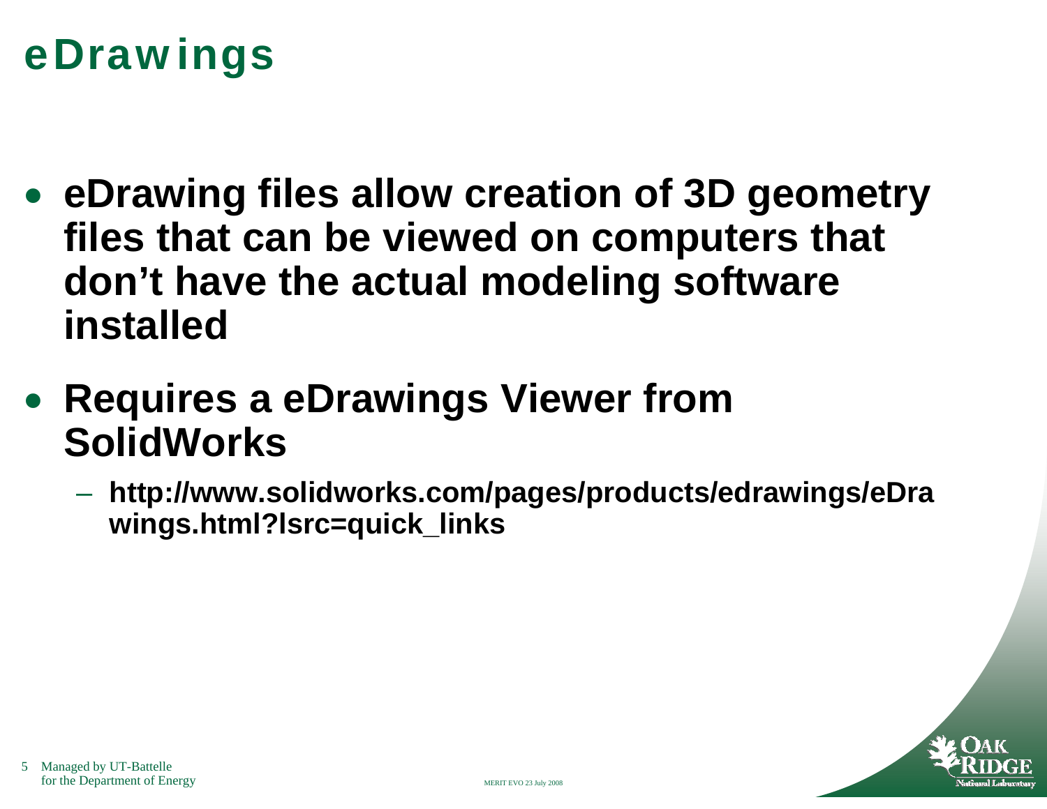# eDrawings

- eDrawing files allow creation of 3D geometry files that can be viewed on computers that don't have the actual modeling software installed
- Requires a eDrawings Viewer from SolidWorks
  - http://www.solidworks.com/pages/products/edrawings/eDrawings.html?lsrc=quick_links